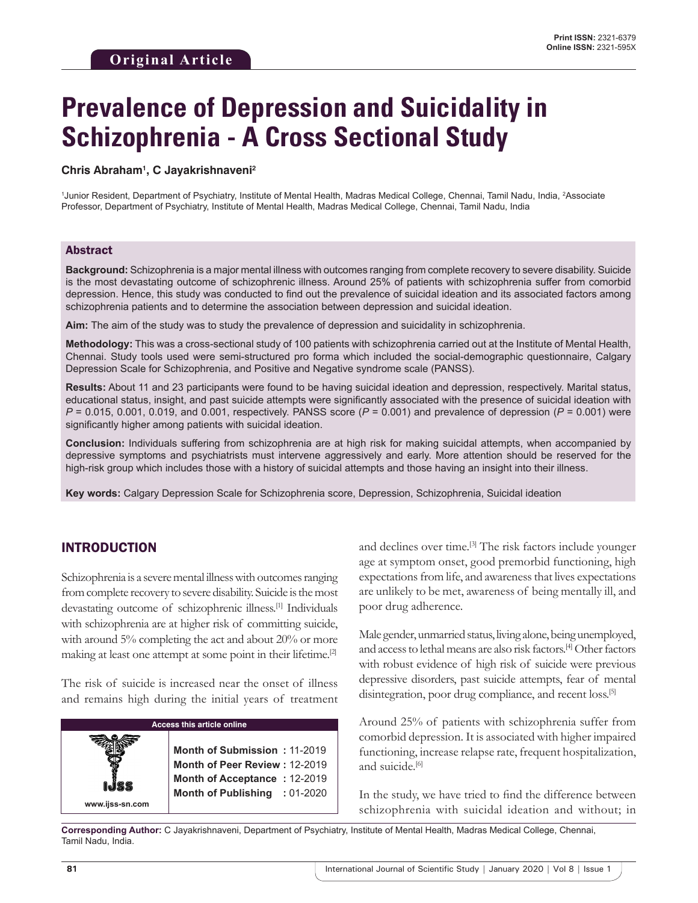**Original Article**

# Prevalence of Depression and Suicidality in Schizophrenia - A Cross Sectional Study

**Chris Abraham[1], C Jayakrishnaveni[2]**

[1]Junior Resident, Department of Psychiatry, Institute of Mental Health, Madras Medical College, Chennai, Tamil Nadu, India, [2]Associate Professor, Department of Psychiatry, Institute of Mental Health, Madras Medical College, Chennai, Tamil Nadu, India

## Abstract

**Background:** Schizophrenia is a major mental illness with outcomes ranging from complete recovery to severe disability. Suicide is the most devastating outcome of schizophrenic illness. Around 25% of patients with schizophrenia suffer from comorbid depression. Hence, this study was conducted to find out the prevalence of suicidal ideation and its associated factors among schizophrenia patients and to determine the association between depression and suicidal ideation.

**Aim:** The aim of the study was to study the prevalence of depression and suicidality in schizophrenia.

**Methodology:** This was a cross-sectional study of 100 patients with schizophrenia carried out at the Institute of Mental Health, Chennai. Study tools used were semi-structured pro forma which included the social-demographic questionnaire, Calgary Depression Scale for Schizophrenia, and Positive and Negative syndrome scale (PANSS).

**Results:** About 11 and 23 participants were found to be having suicidal ideation and depression, respectively. Marital status, educational status, insight, and past suicide attempts were significantly associated with the presence of suicidal ideation with *P* = 0.015, 0.001, 0.019, and 0.001, respectively. PANSS score (*P* = 0.001) and prevalence of depression (*P* = 0.001) were significantly higher among patients with suicidal ideation.

**Conclusion:** Individuals suffering from schizophrenia are at high risk for making suicidal attempts, when accompanied by depressive symptoms and psychiatrists must intervene aggressively and early. More attention should be reserved for the high-risk group which includes those with a history of suicidal attempts and those having an insight into their illness.

**Key words:** Calgary Depression Scale for Schizophrenia score, Depression, Schizophrenia, Suicidal ideation

## INTRODUCTION

Schizophrenia is a severe mental illness with outcomes ranging from complete recovery to severe disability. Suicide is the most devastating outcome of schizophrenic illness.[1] Individuals with schizophrenia are at higher risk of committing suicide, with around 5% completing the act and about 20% or more making at least one attempt at some point in their lifetime.[2]

The risk of suicide is increased near the onset of illness and remains high during the initial years of treatment and declines over time.[3] The risk factors include younger age at symptom onset, good premorbid functioning, high expectations from life, and awareness that lives expectations are unlikely to be met, awareness of being mentally ill, and poor drug adherence.

Male gender, unmarried status, living alone, being unemployed, and access to lethal means are also risk factors.[4] Other factors with robust evidence of high risk of suicide were previous depressive disorders, past suicide attempts, fear of mental disintegration, poor drug compliance, and recent loss.[5]

Around 25% of patients with schizophrenia suffer from comorbid depression. It is associated with higher impaired functioning, increase relapse rate, frequent hospitalization, and suicide.[6]

In the study, we have tried to find the difference between schizophrenia with suicidal ideation and without; in

| Access this article online | |
|---|---|
| www.ijss-sn.com | **Month of Submission :** 11-2019<br>**Month of Peer Review :** 12-2019<br>**Month of Acceptance :** 12-2019<br>**Month of Publishing :** 01-2020 |

**Corresponding Author:** C Jayakrishnaveni, Department of Psychiatry, Institute of Mental Health, Madras Medical College, Chennai, Tamil Nadu, India.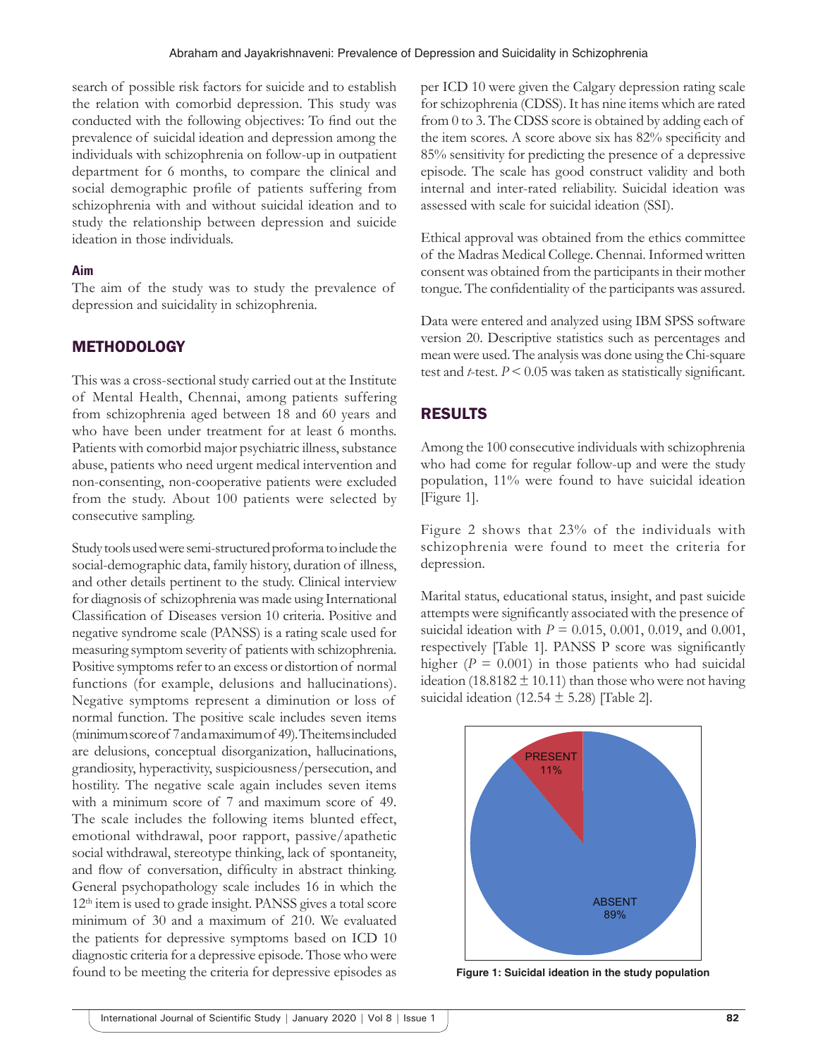search of possible risk factors for suicide and to establish the relation with comorbid depression. This study was conducted with the following objectives: To find out the prevalence of suicidal ideation and depression among the individuals with schizophrenia on follow-up in outpatient department for 6 months, to compare the clinical and social demographic profile of patients suffering from schizophrenia with and without suicidal ideation and to study the relationship between depression and suicide ideation in those individuals.

### Aim

The aim of the study was to study the prevalence of depression and suicidality in schizophrenia.

## METHODOLOGY

This was a cross-sectional study carried out at the Institute of Mental Health, Chennai, among patients suffering from schizophrenia aged between 18 and 60 years and who have been under treatment for at least 6 months. Patients with comorbid major psychiatric illness, substance abuse, patients who need urgent medical intervention and non-consenting, non-cooperative patients were excluded from the study. About 100 patients were selected by consecutive sampling.

Study tools used were semi-structured proforma to include the social-demographic data, family history, duration of illness, and other details pertinent to the study. Clinical interview for diagnosis of schizophrenia was made using International Classification of Diseases version 10 criteria. Positive and negative syndrome scale (PANSS) is a rating scale used for measuring symptom severity of patients with schizophrenia. Positive symptoms refer to an excess or distortion of normal functions (for example, delusions and hallucinations). Negative symptoms represent a diminution or loss of normal function. The positive scale includes seven items (minimum score of 7 and a maximum of 49). The items included are delusions, conceptual disorganization, hallucinations, grandiosity, hyperactivity, suspiciousness/persecution, and hostility. The negative scale again includes seven items with a minimum score of 7 and maximum score of 49. The scale includes the following items blunted effect, emotional withdrawal, poor rapport, passive/apathetic social withdrawal, stereotype thinking, lack of spontaneity, and flow of conversation, difficulty in abstract thinking. General psychopathology scale includes 16 in which the 12th item is used to grade insight. PANSS gives a total score minimum of 30 and a maximum of 210. We evaluated the patients for depressive symptoms based on ICD 10 diagnostic criteria for a depressive episode. Those who were found to be meeting the criteria for depressive episodes as per ICD 10 were given the Calgary depression rating scale for schizophrenia (CDSS). It has nine items which are rated from 0 to 3. The CDSS score is obtained by adding each of the item scores. A score above six has 82% specificity and 85% sensitivity for predicting the presence of a depressive episode. The scale has good construct validity and both internal and inter-rated reliability. Suicidal ideation was assessed with scale for suicidal ideation (SSI).

Ethical approval was obtained from the ethics committee of the Madras Medical College. Chennai. Informed written consent was obtained from the participants in their mother tongue. The confidentiality of the participants was assured.

Data were entered and analyzed using IBM SPSS software version 20. Descriptive statistics such as percentages and mean were used. The analysis was done using the Chi-square test and *t*-test. $P < 0.05$ was taken as statistically significant.

## RESULTS

Among the 100 consecutive individuals with schizophrenia who had come for regular follow-up and were the study population, 11% were found to have suicidal ideation [Figure 1].

Figure 2 shows that 23% of the individuals with schizophrenia were found to meet the criteria for depression.

Marital status, educational status, insight, and past suicide attempts were significantly associated with the presence of suicidal ideation with $P = 0.015$, 0.001, 0.019, and 0.001, respectively [Table 1]. PANSS P score was significantly higher ($P = 0.001$) in those patients who had suicidal ideation ($18.8182 \pm 10.11$) than those who were not having suicidal ideation ($12.54 \pm 5.28$) [Table 2].

PRESENT 11%

ABSENT 89%

**Figure 1: Suicidal ideation in the study population**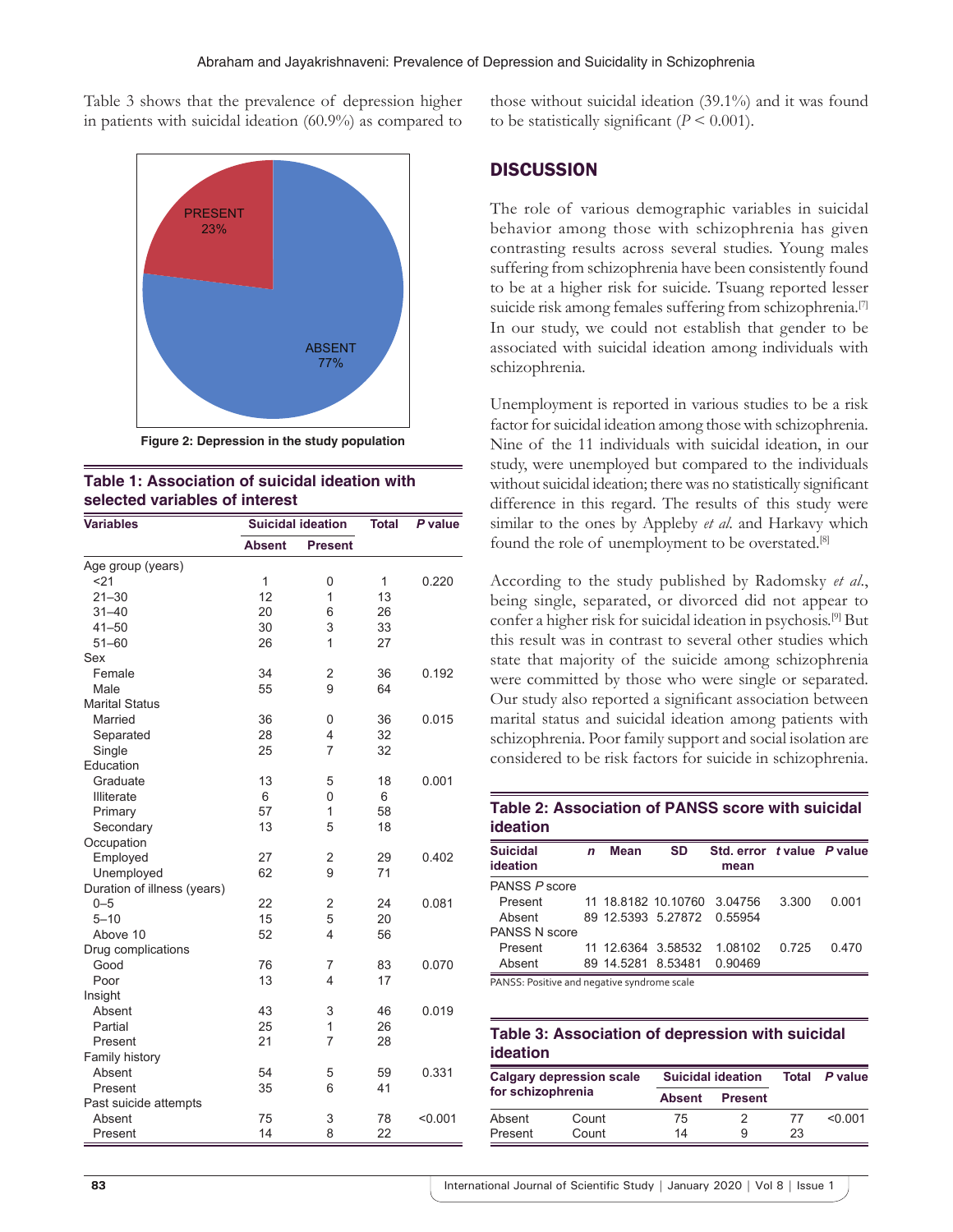Table 3 shows that the prevalence of depression higher in patients with suicidal ideation (60.9%) as compared to those without suicidal ideation (39.1%) and it was found to be statistically significant ($P < 0.001$).

PRESENT 23%

ABSENT 77%

**Figure 2: Depression in the study population**

**Table 1: Association of suicidal ideation with selected variables of interest**

| Variables | Suicidal ideation | | Total | P value |
|---|---|---|---|---|
| | Absent | Present | | |
| Age group (years) | | | | |
| <21 | 1 | 0 | 1 | 0.220 |
| 21–30 | 12 | 1 | 13 | |
| 31–40 | 20 | 6 | 26 | |
| 41–50 | 30 | 3 | 33 | |
| 51–60 | 26 | 1 | 27 | |
| Sex | | | | |
| Female | 34 | 2 | 36 | 0.192 |
| Male | 55 | 9 | 64 | |
| Marital Status | | | | |
| Married | 36 | 0 | 36 | 0.015 |
| Separated | 28 | 4 | 32 | |
| Single | 25 | 7 | 32 | |
| Education | | | | |
| Graduate | 13 | 5 | 18 | 0.001 |
| Illiterate | 6 | 0 | 6 | |
| Primary | 57 | 1 | 58 | |
| Secondary | 13 | 5 | 18 | |
| Occupation | | | | |
| Employed | 27 | 2 | 29 | 0.402 |
| Unemployed | 62 | 9 | 71 | |
| Duration of illness (years) | | | | |
| 0–5 | 22 | 2 | 24 | 0.081 |
| 5–10 | 15 | 5 | 20 | |
| Above 10 | 52 | 4 | 56 | |
| Drug complications | | | | |
| Good | 76 | 7 | 83 | 0.070 |
| Poor | 13 | 4 | 17 | |
| Insight | | | | |
| Absent | 43 | 3 | 46 | 0.019 |
| Partial | 25 | 1 | 26 | |
| Present | 21 | 7 | 28 | |
| Family history | | | | |
| Absent | 54 | 5 | 59 | 0.331 |
| Present | 35 | 6 | 41 | |
| Past suicide attempts | | | | |
| Absent | 75 | 3 | 78 | <0.001 |
| Present | 14 | 8 | 22 | |

## DISCUSSION

The role of various demographic variables in suicidal behavior among those with schizophrenia has given contrasting results across several studies. Young males suffering from schizophrenia have been consistently found to be at a higher risk for suicide. Tsuang reported lesser suicide risk among females suffering from schizophrenia.[7] In our study, we could not establish that gender to be associated with suicidal ideation among individuals with schizophrenia.

Unemployment is reported in various studies to be a risk factor for suicidal ideation among those with schizophrenia. Nine of the 11 individuals with suicidal ideation, in our study, were unemployed but compared to the individuals without suicidal ideation; there was no statistically significant difference in this regard. The results of this study were similar to the ones by Appleby *et al.* and Harkavy which found the role of unemployment to be overstated.[8]

According to the study published by Radomsky *et al.*, being single, separated, or divorced did not appear to confer a higher risk for suicidal ideation in psychosis.[9] But this result was in contrast to several other studies which state that majority of the suicide among schizophrenia were committed by those who were single or separated. Our study also reported a significant association between marital status and suicidal ideation among patients with schizophrenia. Poor family support and social isolation are considered to be risk factors for suicide in schizophrenia.

**Table 2: Association of PANSS score with suicidal ideation**

| Suicidal ideation | n | Mean | SD | Std. error mean | t value | P value |
|---|---|---|---|---|---|---|
| PANSS P score | | | | | | |
| Present | 11 | 18.8182 | 10.10760 | 3.04756 | 3.300 | 0.001 |
| Absent | 89 | 12.5393 | 5.27872 | 0.55954 | | |
| PANSS N score | | | | | | |
| Present | 11 | 12.6364 | 3.58532 | 1.08102 | 0.725 | 0.470 |
| Absent | 89 | 14.5281 | 8.53481 | 0.90469 | | |

PANSS: Positive and negative syndrome scale

**Table 3: Association of depression with suicidal ideation**

| Calgary depression scale for schizophrenia | | Suicidal ideation | | Total | P value |
|---|---|---|---|---|---|
| | | Absent | Present | | |
| Absent | Count | 75 | 2 | 77 | <0.001 |
| Present | Count | 14 | 9 | 23 | |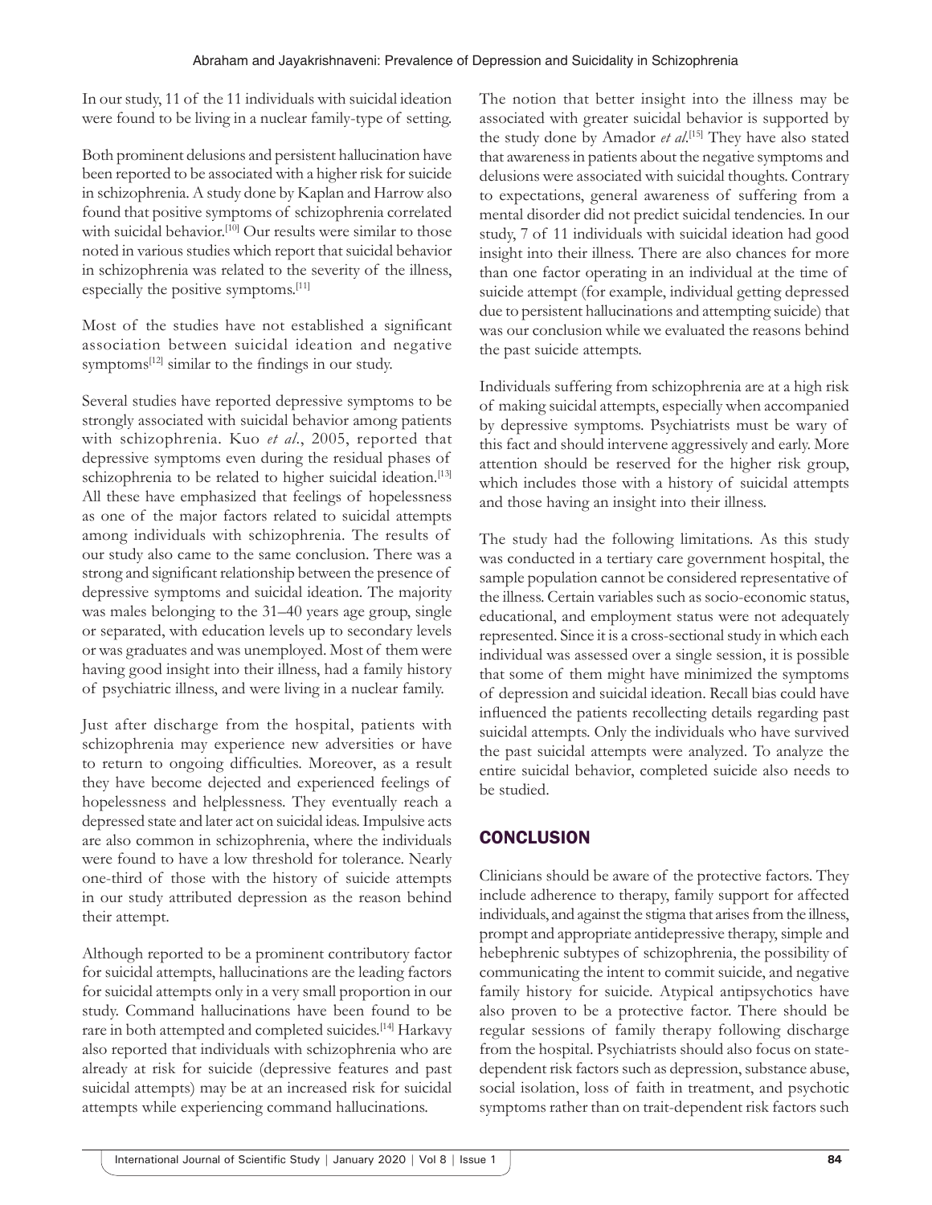In our study, 11 of the 11 individuals with suicidal ideation were found to be living in a nuclear family-type of setting.

Both prominent delusions and persistent hallucination have been reported to be associated with a higher risk for suicide in schizophrenia. A study done by Kaplan and Harrow also found that positive symptoms of schizophrenia correlated with suicidal behavior.[10] Our results were similar to those noted in various studies which report that suicidal behavior in schizophrenia was related to the severity of the illness, especially the positive symptoms.[11]

Most of the studies have not established a significant association between suicidal ideation and negative symptoms[12] similar to the findings in our study.

Several studies have reported depressive symptoms to be strongly associated with suicidal behavior among patients with schizophrenia. Kuo *et al*., 2005, reported that depressive symptoms even during the residual phases of schizophrenia to be related to higher suicidal ideation.[13] All these have emphasized that feelings of hopelessness as one of the major factors related to suicidal attempts among individuals with schizophrenia. The results of our study also came to the same conclusion. There was a strong and significant relationship between the presence of depressive symptoms and suicidal ideation. The majority was males belonging to the 31–40 years age group, single or separated, with education levels up to secondary levels or was graduates and was unemployed. Most of them were having good insight into their illness, had a family history of psychiatric illness, and were living in a nuclear family.

Just after discharge from the hospital, patients with schizophrenia may experience new adversities or have to return to ongoing difficulties. Moreover, as a result they have become dejected and experienced feelings of hopelessness and helplessness. They eventually reach a depressed state and later act on suicidal ideas. Impulsive acts are also common in schizophrenia, where the individuals were found to have a low threshold for tolerance. Nearly one-third of those with the history of suicide attempts in our study attributed depression as the reason behind their attempt.

Although reported to be a prominent contributory factor for suicidal attempts, hallucinations are the leading factors for suicidal attempts only in a very small proportion in our study. Command hallucinations have been found to be rare in both attempted and completed suicides.[14] Harkavy also reported that individuals with schizophrenia who are already at risk for suicide (depressive features and past suicidal attempts) may be at an increased risk for suicidal attempts while experiencing command hallucinations.

The notion that better insight into the illness may be associated with greater suicidal behavior is supported by the study done by Amador *et al*.[15] They have also stated that awareness in patients about the negative symptoms and delusions were associated with suicidal thoughts. Contrary to expectations, general awareness of suffering from a mental disorder did not predict suicidal tendencies. In our study, 7 of 11 individuals with suicidal ideation had good insight into their illness. There are also chances for more than one factor operating in an individual at the time of suicide attempt (for example, individual getting depressed due to persistent hallucinations and attempting suicide) that was our conclusion while we evaluated the reasons behind the past suicide attempts.

Individuals suffering from schizophrenia are at a high risk of making suicidal attempts, especially when accompanied by depressive symptoms. Psychiatrists must be wary of this fact and should intervene aggressively and early. More attention should be reserved for the higher risk group, which includes those with a history of suicidal attempts and those having an insight into their illness.

The study had the following limitations. As this study was conducted in a tertiary care government hospital, the sample population cannot be considered representative of the illness. Certain variables such as socio-economic status, educational, and employment status were not adequately represented. Since it is a cross-sectional study in which each individual was assessed over a single session, it is possible that some of them might have minimized the symptoms of depression and suicidal ideation. Recall bias could have influenced the patients recollecting details regarding past suicidal attempts. Only the individuals who have survived the past suicidal attempts were analyzed. To analyze the entire suicidal behavior, completed suicide also needs to be studied.

## CONCLUSION

Clinicians should be aware of the protective factors. They include adherence to therapy, family support for affected individuals, and against the stigma that arises from the illness, prompt and appropriate antidepressive therapy, simple and hebephrenic subtypes of schizophrenia, the possibility of communicating the intent to commit suicide, and negative family history for suicide. Atypical antipsychotics have also proven to be a protective factor. There should be regular sessions of family therapy following discharge from the hospital. Psychiatrists should also focus on state-dependent risk factors such as depression, substance abuse, social isolation, loss of faith in treatment, and psychotic symptoms rather than on trait-dependent risk factors such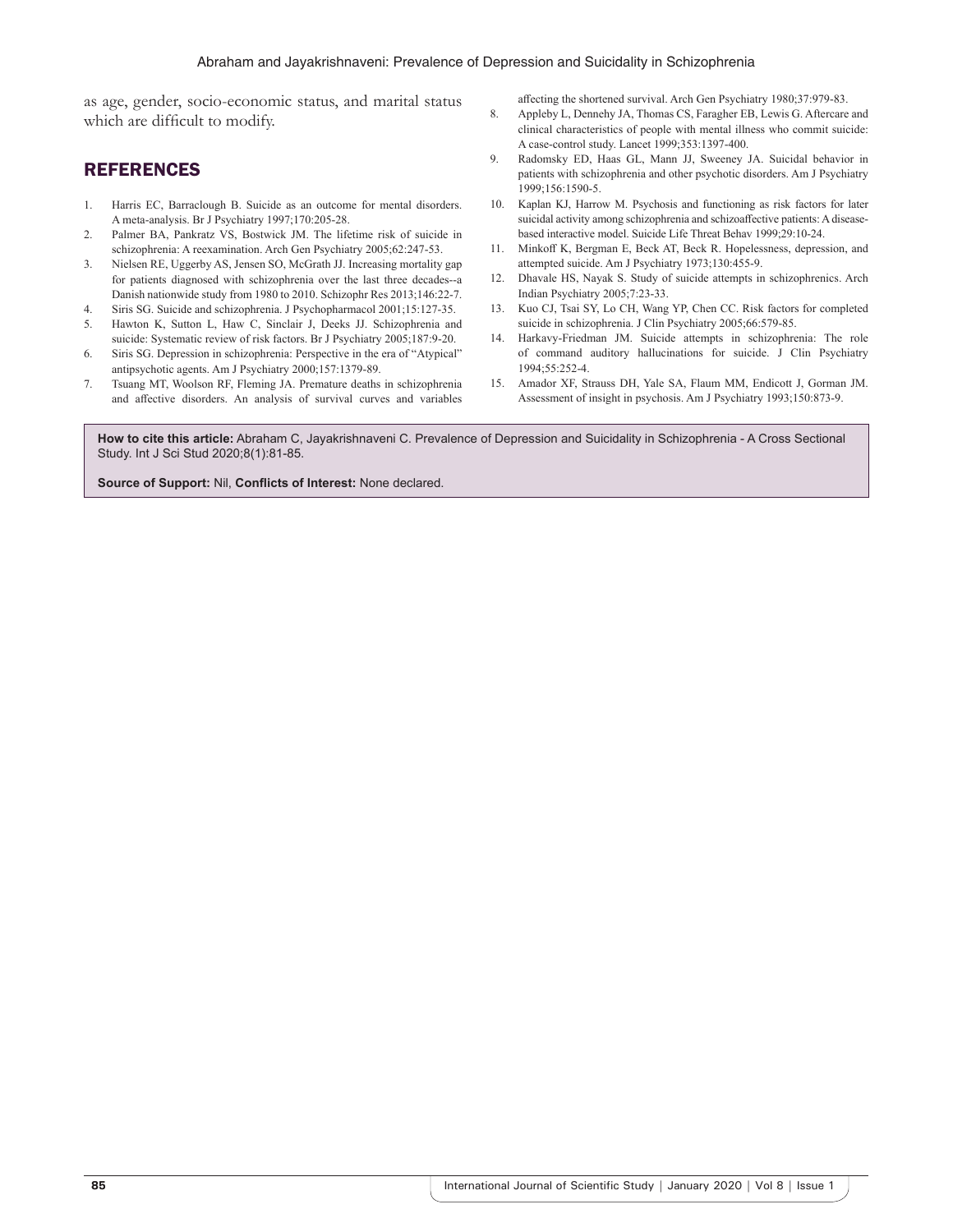as age, gender, socio-economic status, and marital status which are difficult to modify.

## REFERENCES

1. Harris EC, Barraclough B. Suicide as an outcome for mental disorders. A meta-analysis. Br J Psychiatry 1997;170:205-28.
2. Palmer BA, Pankratz VS, Bostwick JM. The lifetime risk of suicide in schizophrenia: A reexamination. Arch Gen Psychiatry 2005;62:247-53.
3. Nielsen RE, Uggerby AS, Jensen SO, McGrath JJ. Increasing mortality gap for patients diagnosed with schizophrenia over the last three decades--a Danish nationwide study from 1980 to 2010. Schizophr Res 2013;146:22-7.
4. Siris SG. Suicide and schizophrenia. J Psychopharmacol 2001;15:127-35.
5. Hawton K, Sutton L, Haw C, Sinclair J, Deeks JJ. Schizophrenia and suicide: Systematic review of risk factors. Br J Psychiatry 2005;187:9-20.
6. Siris SG. Depression in schizophrenia: Perspective in the era of "Atypical" antipsychotic agents. Am J Psychiatry 2000;157:1379-89.
7. Tsuang MT, Woolson RF, Fleming JA. Premature deaths in schizophrenia and affective disorders. An analysis of survival curves and variables affecting the shortened survival. Arch Gen Psychiatry 1980;37:979-83.
8. Appleby L, Dennehy JA, Thomas CS, Faragher EB, Lewis G. Aftercare and clinical characteristics of people with mental illness who commit suicide: A case-control study. Lancet 1999;353:1397-400.
9. Radomsky ED, Haas GL, Mann JJ, Sweeney JA. Suicidal behavior in patients with schizophrenia and other psychotic disorders. Am J Psychiatry 1999;156:1590-5.
10. Kaplan KJ, Harrow M. Psychosis and functioning as risk factors for later suicidal activity among schizophrenia and schizoaffective patients: A disease-based interactive model. Suicide Life Threat Behav 1999;29:10-24.
11. Minkoff K, Bergman E, Beck AT, Beck R. Hopelessness, depression, and attempted suicide. Am J Psychiatry 1973;130:455-9.
12. Dhavale HS, Nayak S. Study of suicide attempts in schizophrenics. Arch Indian Psychiatry 2005;7:23-33.
13. Kuo CJ, Tsai SY, Lo CH, Wang YP, Chen CC. Risk factors for completed suicide in schizophrenia. J Clin Psychiatry 2005;66:579-85.
14. Harkavy-Friedman JM. Suicide attempts in schizophrenia: The role of command auditory hallucinations for suicide. J Clin Psychiatry 1994;55:252-4.
15. Amador XF, Strauss DH, Yale SA, Flaum MM, Endicott J, Gorman JM. Assessment of insight in psychosis. Am J Psychiatry 1993;150:873-9.

**How to cite this article:** Abraham C, Jayakrishnaveni C. Prevalence of Depression and Suicidality in Schizophrenia - A Cross Sectional Study. Int J Sci Stud 2020;8(1):81-85.

**Source of Support:** Nil, **Conflicts of Interest:** None declared.